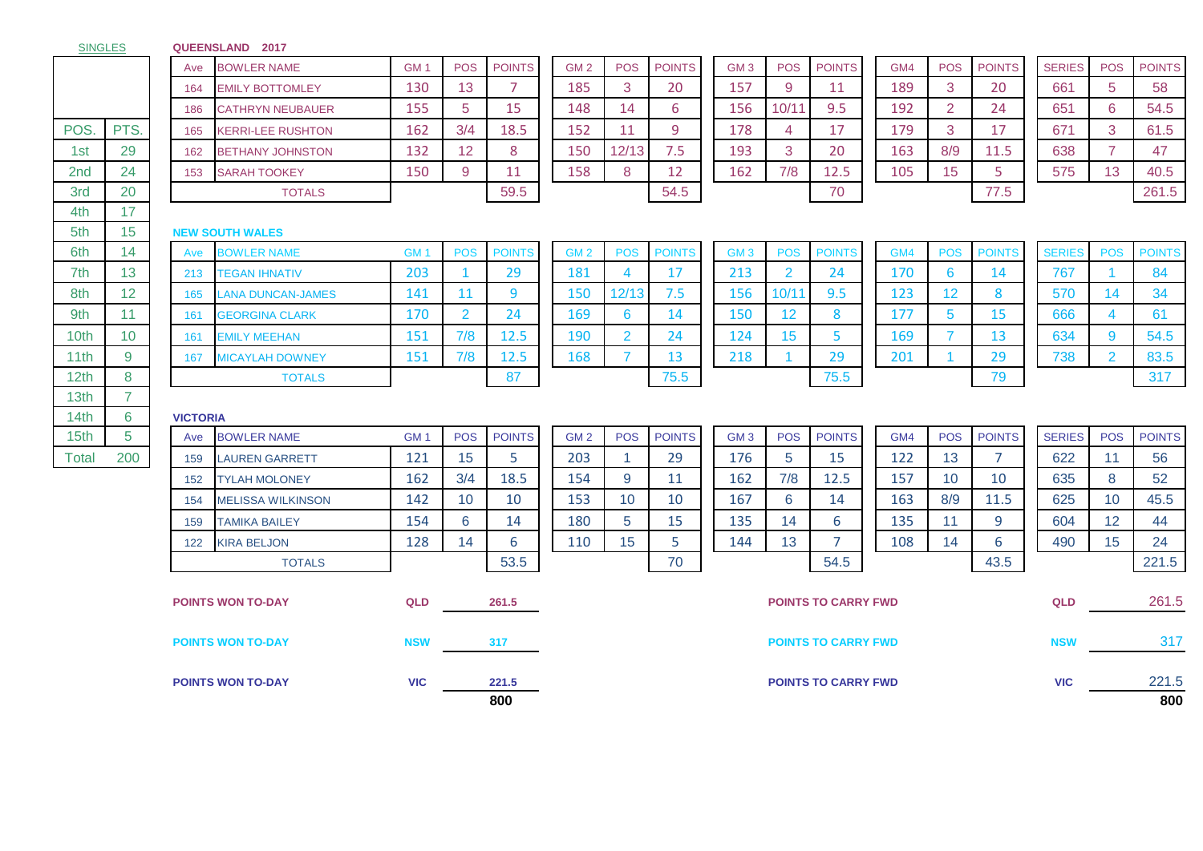**SINGLES**

| POS. | PTS. |
|---|---|
| 1st | 29 |
| 2nd | 24 |
| 3rd | 20 |
| 4th | 17 |
| 5th | 15 |
| 6th | 14 |
| 7th | 13 |
| 8th | 12 |
| 9th | 11 |
| 10th | 10 |
| 11th | 9 |
| 12th | 8 |
| 13th | 7 |
| 14th | 6 |
| 15th | 5 |
| Total | 200 |

**QUEENSLAND 2017**

| Ave | BOWLER NAME | GM 1 | POS | POINTS | GM 2 | POS | POINTS | GM 3 | POS | POINTS | GM4 | POS | POINTS | SERIES | POS | POINTS |
|---|---|---|---|---|---|---|---|---|---|---|---|---|---|---|---|---|
| 164 | EMILY BOTTOMLEY | 130 | 13 | 7 | 185 | 3 | 20 | 157 | 9 | 11 | 189 | 3 | 20 | 661 | 5 | 58 |
| 186 | CATHRYN NEUBAUER | 155 | 5 | 15 | 148 | 14 | 6 | 156 | 10/11 | 9.5 | 192 | 2 | 24 | 651 | 6 | 54.5 |
| 165 | KERRI-LEE RUSHTON | 162 | 3/4 | 18.5 | 152 | 11 | 9 | 178 | 4 | 17 | 179 | 3 | 17 | 671 | 3 | 61.5 |
| 162 | BETHANY JOHNSTON | 132 | 12 | 8 | 150 | 12/13 | 7.5 | 193 | 3 | 20 | 163 | 8/9 | 11.5 | 638 | 7 | 47 |
| 153 | SARAH TOOKEY | 150 | 9 | 11 | 158 | 8 | 12 | 162 | 7/8 | 12.5 | 105 | 15 | 5 | 575 | 13 | 40.5 |
| | TOTALS | | | 59.5 | | | 54.5 | | | 70 | | | 77.5 | | | 261.5 |

**NEW SOUTH WALES**

| Ave | BOWLER NAME | GM 1 | POS | POINTS | GM 2 | POS | POINTS | GM 3 | POS | POINTS | GM4 | POS | POINTS | SERIES | POS | POINTS |
|---|---|---|---|---|---|---|---|---|---|---|---|---|---|---|---|---|
| 213 | TEGAN IHNATIV | 203 | 1 | 29 | 181 | 4 | 17 | 213 | 2 | 24 | 170 | 6 | 14 | 767 | 1 | 84 |
| 165 | LANA DUNCAN-JAMES | 141 | 11 | 9 | 150 | 12/13 | 7.5 | 156 | 10/11 | 9.5 | 123 | 12 | 8 | 570 | 14 | 34 |
| 161 | GEORGINA CLARK | 170 | 2 | 24 | 169 | 6 | 14 | 150 | 12 | 8 | 177 | 5 | 15 | 666 | 4 | 61 |
| 161 | EMILY MEEHAN | 151 | 7/8 | 12.5 | 190 | 2 | 24 | 124 | 15 | 5 | 169 | 7 | 13 | 634 | 9 | 54.5 |
| 167 | MICAYLAH DOWNEY | 151 | 7/8 | 12.5 | 168 | 7 | 13 | 218 | 1 | 29 | 201 | 1 | 29 | 738 | 2 | 83.5 |
| | TOTALS | | | 87 | | | 75.5 | | | 75.5 | | | 79 | | | 317 |

**VICTORIA**

| Ave | BOWLER NAME | GM 1 | POS | POINTS | GM 2 | POS | POINTS | GM 3 | POS | POINTS | GM4 | POS | POINTS | SERIES | POS | POINTS |
|---|---|---|---|---|---|---|---|---|---|---|---|---|---|---|---|---|
| 159 | LAUREN GARRETT | 121 | 15 | 5 | 203 | 1 | 29 | 176 | 5 | 15 | 122 | 13 | 7 | 622 | 11 | 56 |
| 152 | TYLAH MOLONEY | 162 | 3/4 | 18.5 | 154 | 9 | 11 | 162 | 7/8 | 12.5 | 157 | 10 | 10 | 635 | 8 | 52 |
| 154 | MELISSA WILKINSON | 142 | 10 | 10 | 153 | 10 | 10 | 167 | 6 | 14 | 163 | 8/9 | 11.5 | 625 | 10 | 45.5 |
| 159 | TAMIKA BAILEY | 154 | 6 | 14 | 180 | 5 | 15 | 135 | 14 | 6 | 135 | 11 | 9 | 604 | 12 | 44 |
| 122 | KIRA BELJON | 128 | 14 | 6 | 110 | 15 | 5 | 144 | 13 | 7 | 108 | 14 | 6 | 490 | 15 | 24 |
| | TOTALS | | | 53.5 | | | 70 | | | 54.5 | | | 43.5 | | | 221.5 |

| | | | | | |
|---|---|---|---|---|---|
| **POINTS WON TO-DAY** | **QLD** | **261.5** | **POINTS TO CARRY FWD** | **QLD** | 261.5 |
| **POINTS WON TO-DAY** | **NSW** | **317** | **POINTS TO CARRY FWD** | **NSW** | 317 |
| **POINTS WON TO-DAY** | **VIC** | **221.5** | **POINTS TO CARRY FWD** | **VIC** | 221.5 |
| | | **800** | | | **800** |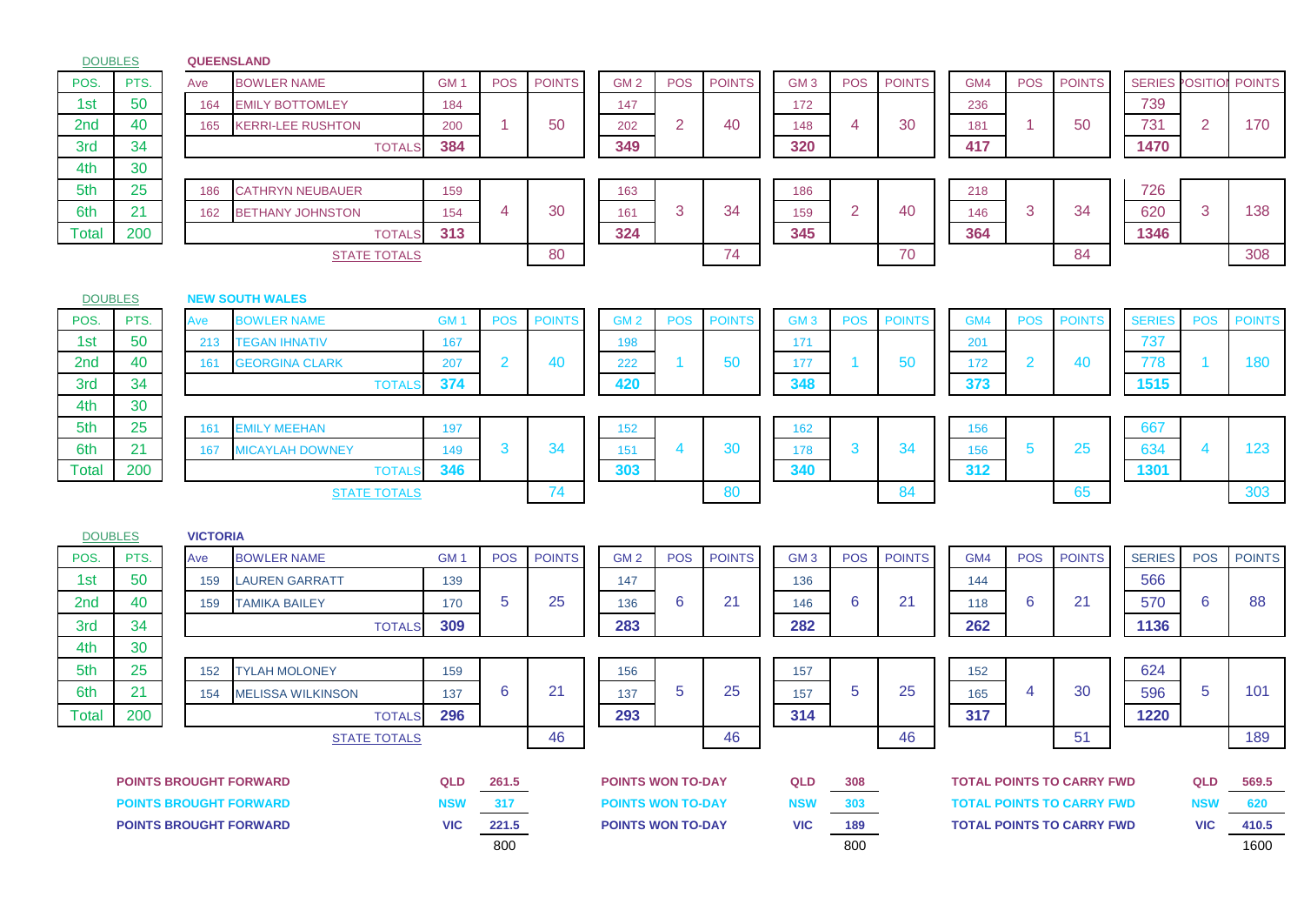## DOUBLES — QUEENSLAND

| POS. | PTS. |
|---|---|
| 1st | 50 |
| 2nd | 40 |
| 3rd | 34 |
| 4th | 30 |
| 5th | 25 |
| 6th | 21 |
| Total | 200 |

| Ave | BOWLER NAME | GM 1 | POS | POINTS | GM 2 | POS | POINTS | GM 3 | POS | POINTS | GM4 | POS | POINTS | SERIES | POSITION | POINTS |
|---|---|---|---|---|---|---|---|---|---|---|---|---|---|---|---|---|
| 164 | EMILY BOTTOMLEY | 184 | 1 | 50 | 147 | 2 | 40 | 172 | 4 | 30 | 236 | 1 | 50 | 739 | 2 | 170 |
| 165 | KERRI-LEE RUSHTON | 200 | | | 202 | | | 148 | | | 181 | | | 731 | | |
| | TOTALS | 384 | | | 349 | | | 320 | | | 417 | | | 1470 | | |
| 186 | CATHRYN NEUBAUER | 159 | 4 | 30 | 163 | 3 | 34 | 186 | 2 | 40 | 218 | 3 | 34 | 726 | 3 | 138 |
| 162 | BETHANY JOHNSTON | 154 | | | 161 | | | 159 | | | 146 | | | 620 | | |
| | TOTALS | 313 | | | 324 | | | 345 | | | 364 | | | 1346 | | |
| | STATE TOTALS | | | 80 | | | 74 | | | 70 | | | 84 | | | 308 |

## DOUBLES — NEW SOUTH WALES

| POS. | PTS. |
|---|---|
| 1st | 50 |
| 2nd | 40 |
| 3rd | 34 |
| 4th | 30 |
| 5th | 25 |
| 6th | 21 |
| Total | 200 |

| Ave | BOWLER NAME | GM 1 | POS | POINTS | GM 2 | POS | POINTS | GM 3 | POS | POINTS | GM4 | POS | POINTS | SERIES | POS | POINTS |
|---|---|---|---|---|---|---|---|---|---|---|---|---|---|---|---|---|
| 213 | TEGAN IHNATIV | 167 | 2 | 40 | 198 | 1 | 50 | 171 | 1 | 50 | 201 | 2 | 40 | 737 | 1 | 180 |
| 161 | GEORGINA CLARK | 207 | | | 222 | | | 177 | | | 172 | | | 778 | | |
| | TOTALS | 374 | | | 420 | | | 348 | | | 373 | | | 1515 | | |
| 161 | EMILY MEEHAN | 197 | 3 | 34 | 152 | 4 | 30 | 162 | 3 | 34 | 156 | 5 | 25 | 667 | 4 | 123 |
| 167 | MICAYLAH DOWNEY | 149 | | | 151 | | | 178 | | | 156 | | | 634 | | |
| | TOTALS | 346 | | | 303 | | | 340 | | | 312 | | | 1301 | | |
| | STATE TOTALS | | | 74 | | | 80 | | | 84 | | | 65 | | | 303 |

## DOUBLES — VICTORIA

| POS. | PTS. |
|---|---|
| 1st | 50 |
| 2nd | 40 |
| 3rd | 34 |
| 4th | 30 |
| 5th | 25 |
| 6th | 21 |
| Total | 200 |

| Ave | BOWLER NAME | GM 1 | POS | POINTS | GM 2 | POS | POINTS | GM 3 | POS | POINTS | GM4 | POS | POINTS | SERIES | POS | POINTS |
|---|---|---|---|---|---|---|---|---|---|---|---|---|---|---|---|---|
| 159 | LAUREN GARRATT | 139 | 5 | 25 | 147 | 6 | 21 | 136 | 6 | 21 | 144 | 6 | 21 | 566 | 6 | 88 |
| 159 | TAMIKA BAILEY | 170 | | | 136 | | | 146 | | | 118 | | | 570 | | |
| | TOTALS | 309 | | | 283 | | | 282 | | | 262 | | | 1136 | | |
| 152 | TYLAH MOLONEY | 159 | 6 | 21 | 156 | 5 | 25 | 157 | 5 | 25 | 152 | 4 | 30 | 624 | 5 | 101 |
| 154 | MELISSA WILKINSON | 137 | | | 137 | | | 157 | | | 165 | | | 596 | | |
| | TOTALS | 296 | | | 293 | | | 314 | | | 317 | | | 1220 | | |
| | STATE TOTALS | | | 46 | | | 46 | | | 46 | | | 51 | | | 189 |

| | | | | | | | | |
|---|---|---|---|---|---|---|---|---|
| **POINTS BROUGHT FORWARD** | **QLD** | **261.5** | **POINTS WON TO-DAY** | **QLD** | **308** | **TOTAL POINTS TO CARRY FWD** | **QLD** | **569.5** |
| **POINTS BROUGHT FORWARD** | **NSW** | **317** | **POINTS WON TO-DAY** | **NSW** | **303** | **TOTAL POINTS TO CARRY FWD** | **NSW** | **620** |
| **POINTS BROUGHT FORWARD** | **VIC** | **221.5** | **POINTS WON TO-DAY** | **VIC** | **189** | **TOTAL POINTS TO CARRY FWD** | **VIC** | **410.5** |
| | | 800 | | | 800 | | | 1600 |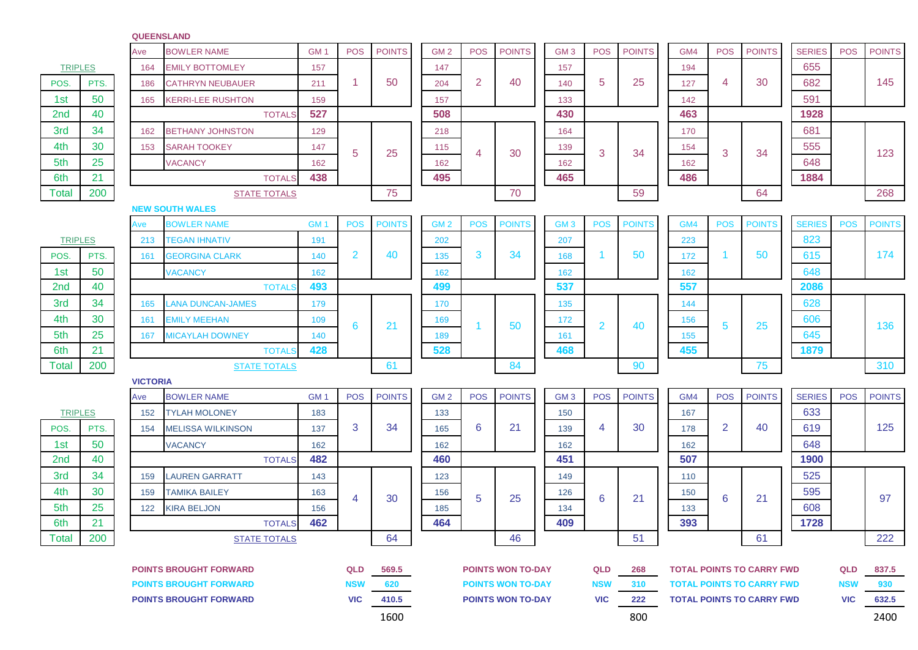## QUEENSLAND

| Ave | BOWLER NAME | GM 1 | POS | POINTS | GM 2 | POS | POINTS | GM 3 | POS | POINTS | GM4 | POS | POINTS | SERIES | POS | POINTS |
|---|---|---|---|---|---|---|---|---|---|---|---|---|---|---|---|---|
| 164 | EMILY BOTTOMLEY | 157 | 1 | 50 | 147 | 2 | 40 | 157 | 5 | 25 | 194 | 4 | 30 | 655 | | 145 |
| 186 | CATHRYN NEUBAUER | 211 | | | 204 | | | 140 | | | 127 | | | 682 | | |
| 165 | KERRI-LEE RUSHTON | 159 | | | 157 | | | 133 | | | 142 | | | 591 | | |
| | TOTALS | 527 | | | 508 | | | 430 | | | 463 | | | 1928 | | |
| 162 | BETHANY JOHNSTON | 129 | 5 | 25 | 218 | 4 | 30 | 164 | 3 | 34 | 170 | 3 | 34 | 681 | | 123 |
| 153 | SARAH TOOKEY | 147 | | | 115 | | | 139 | | | 154 | | | 555 | | |
| | VACANCY | 162 | | | 162 | | | 162 | | | 162 | | | 648 | | |
| | TOTALS | 438 | | | 495 | | | 465 | | | 486 | | | 1884 | | |
| | STATE TOTALS | | | 75 | | | 70 | | | 59 | | | 64 | | | 268 |

| TRIPLES | |
|---|---|
| POS. | PTS. |
| 1st | 50 |
| 2nd | 40 |
| 3rd | 34 |
| 4th | 30 |
| 5th | 25 |
| 6th | 21 |
| Total | 200 |

## NEW SOUTH WALES

| Ave | BOWLER NAME | GM 1 | POS | POINTS | GM 2 | POS | POINTS | GM 3 | POS | POINTS | GM4 | POS | POINTS | SERIES | POS | POINTS |
|---|---|---|---|---|---|---|---|---|---|---|---|---|---|---|---|---|
| 213 | TEGAN IHNATIV | 191 | 2 | 40 | 202 | 3 | 34 | 207 | 1 | 50 | 223 | 1 | 50 | 823 | | 174 |
| 161 | GEORGINA CLARK | 140 | | | 135 | | | 168 | | | 172 | | | 615 | | |
| | VACANCY | 162 | | | 162 | | | 162 | | | 162 | | | 648 | | |
| | TOTALS | 493 | | | 499 | | | 537 | | | 557 | | | 2086 | | |
| 165 | LANA DUNCAN-JAMES | 179 | 6 | 21 | 170 | 1 | 50 | 135 | 2 | 40 | 144 | 5 | 25 | 628 | | 136 |
| 161 | EMILY MEEHAN | 109 | | | 169 | | | 172 | | | 156 | | | 606 | | |
| 167 | MICAYLAH DOWNEY | 140 | | | 189 | | | 161 | | | 155 | | | 645 | | |
| | TOTALS | 428 | | | 528 | | | 468 | | | 455 | | | 1879 | | |
| | STATE TOTALS | | | 61 | | | 84 | | | 90 | | | 75 | | | 310 |

| TRIPLES | |
|---|---|
| POS. | PTS. |
| 1st | 50 |
| 2nd | 40 |
| 3rd | 34 |
| 4th | 30 |
| 5th | 25 |
| 6th | 21 |
| Total | 200 |

## VICTORIA

| Ave | BOWLER NAME | GM 1 | POS | POINTS | GM 2 | POS | POINTS | GM 3 | POS | POINTS | GM4 | POS | POINTS | SERIES | POS | POINTS |
|---|---|---|---|---|---|---|---|---|---|---|---|---|---|---|---|---|
| 152 | TYLAH MOLONEY | 183 | 3 | 34 | 133 | 6 | 21 | 150 | 4 | 30 | 167 | 2 | 40 | 633 | | 125 |
| 154 | MELISSA WILKINSON | 137 | | | 165 | | | 139 | | | 178 | | | 619 | | |
| | VACANCY | 162 | | | 162 | | | 162 | | | 162 | | | 648 | | |
| | TOTALS | 482 | | | 460 | | | 451 | | | 507 | | | 1900 | | |
| 159 | LAUREN GARRATT | 143 | 4 | 30 | 123 | 5 | 25 | 149 | 6 | 21 | 110 | 6 | 21 | 525 | | 97 |
| 159 | TAMIKA BAILEY | 163 | | | 156 | | | 126 | | | 150 | | | 595 | | |
| 122 | KIRA BELJON | 156 | | | 185 | | | 134 | | | 133 | | | 608 | | |
| | TOTALS | 462 | | | 464 | | | 409 | | | 393 | | | 1728 | | |
| | STATE TOTALS | | | 64 | | | 46 | | | 51 | | | 61 | | | 222 |

| TRIPLES | |
|---|---|
| POS. | PTS. |
| 1st | 50 |
| 2nd | 40 |
| 3rd | 34 |
| 4th | 30 |
| 5th | 25 |
| 6th | 21 |
| Total | 200 |

| | | | | | | | | |
|---|---|---|---|---|---|---|---|---|
| POINTS BROUGHT FORWARD | QLD | 569.5 | POINTS WON TO-DAY | QLD | 268 | TOTAL POINTS TO CARRY FWD | QLD | 837.5 |
| POINTS BROUGHT FORWARD | NSW | 620 | POINTS WON TO-DAY | NSW | 310 | TOTAL POINTS TO CARRY FWD | NSW | 930 |
| POINTS BROUGHT FORWARD | VIC | 410.5 | POINTS WON TO-DAY | VIC | 222 | TOTAL POINTS TO CARRY FWD | VIC | 632.5 |
| | | 1600 | | | 800 | | | 2400 |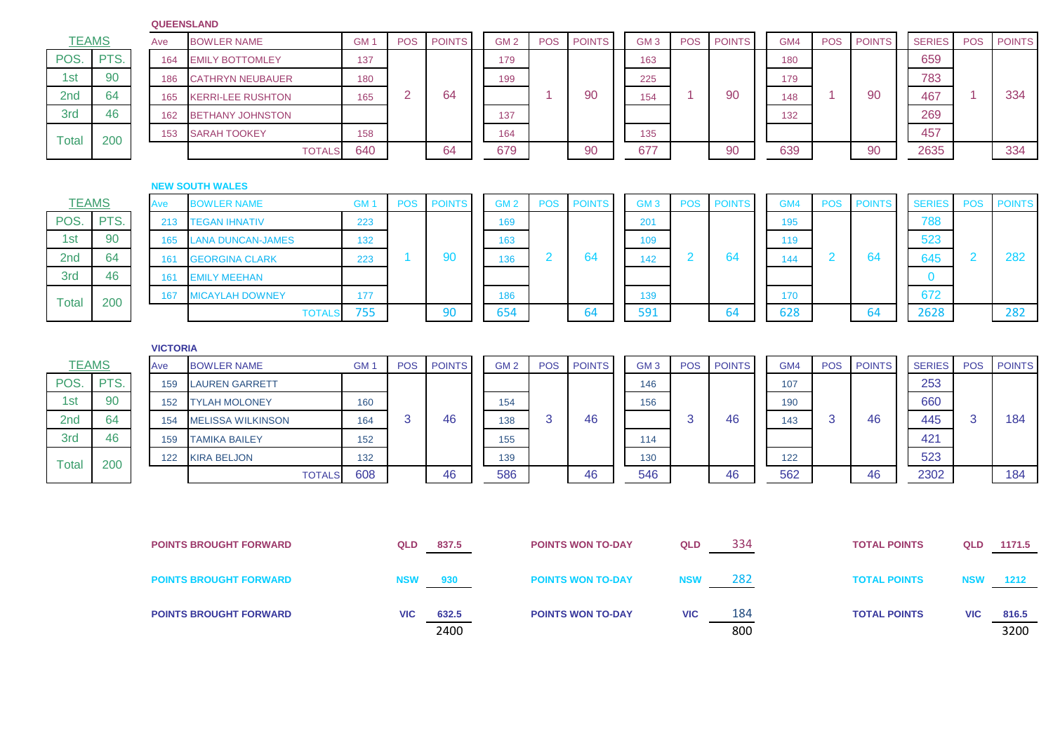## QUEENSLAND

| TEAMS | |
|---|---|
| POS. | PTS. |
| 1st | 90 |
| 2nd | 64 |
| 3rd | 46 |
| Total | 200 |

| Ave | BOWLER NAME | GM 1 | POS | POINTS | GM 2 | POS | POINTS | GM 3 | POS | POINTS | GM4 | POS | POINTS | SERIES | POS | POINTS |
|---|---|---|---|---|---|---|---|---|---|---|---|---|---|---|---|---|
| 164 | EMILY BOTTOMLEY | 137 | 2 | 64 | 179 | 1 | 90 | 163 | 1 | 90 | 180 | 1 | 90 | 659 | 1 | 334 |
| 186 | CATHRYN NEUBAUER | 180 | | | 199 | | | 225 | | | 179 | | | 783 | | |
| 165 | KERRI-LEE RUSHTON | 165 | | | | | | 154 | | | 148 | | | 467 | | |
| 162 | BETHANY JOHNSTON | | | | 137 | | | | | | 132 | | | 269 | | |
| 153 | SARAH TOOKEY | 158 | | | 164 | | | 135 | | | | | | 457 | | |
| | TOTALS | 640 | | 64 | 679 | | 90 | 677 | | 90 | 639 | | 90 | 2635 | | 334 |

## NEW SOUTH WALES

| TEAMS | |
|---|---|
| POS. | PTS. |
| 1st | 90 |
| 2nd | 64 |
| 3rd | 46 |
| Total | 200 |

| Ave | BOWLER NAME | GM 1 | POS | POINTS | GM 2 | POS | POINTS | GM 3 | POS | POINTS | GM4 | POS | POINTS | SERIES | POS | POINTS |
|---|---|---|---|---|---|---|---|---|---|---|---|---|---|---|---|---|
| 213 | TEGAN IHNATIV | 223 | 1 | 90 | 169 | 2 | 64 | 201 | 2 | 64 | 195 | 2 | 64 | 788 | 2 | 282 |
| 165 | LANA DUNCAN-JAMES | 132 | | | 163 | | | 109 | | | 119 | | | 523 | | |
| 161 | GEORGINA CLARK | 223 | | | 136 | | | 142 | | | 144 | | | 645 | | |
| 161 | EMILY MEEHAN | | | | | | | | | | | | | 0 | | |
| 167 | MICAYLAH DOWNEY | 177 | | | 186 | | | 139 | | | 170 | | | 672 | | |
| | TOTALS | 755 | | 90 | 654 | | 64 | 591 | | 64 | 628 | | 64 | 2628 | | 282 |

## VICTORIA

| TEAMS | |
|---|---|
| POS. | PTS. |
| 1st | 90 |
| 2nd | 64 |
| 3rd | 46 |
| Total | 200 |

| Ave | BOWLER NAME | GM 1 | POS | POINTS | GM 2 | POS | POINTS | GM 3 | POS | POINTS | GM4 | POS | POINTS | SERIES | POS | POINTS |
|---|---|---|---|---|---|---|---|---|---|---|---|---|---|---|---|---|
| 159 | LAUREN GARRETT | | 3 | 46 | | 3 | 46 | 146 | 3 | 46 | 107 | 3 | 46 | 253 | 3 | 184 |
| 152 | TYLAH MOLONEY | 160 | | | 154 | | | 156 | | | 190 | | | 660 | | |
| 154 | MELISSA WILKINSON | 164 | | | 138 | | | | | | 143 | | | 445 | | |
| 159 | TAMIKA BAILEY | 152 | | | 155 | | | 114 | | | | | | 421 | | |
| 122 | KIRA BELJON | 132 | | | 139 | | | 130 | | | 122 | | | 523 | | |
| | TOTALS | 608 | | 46 | 586 | | 46 | 546 | | 46 | 562 | | 46 | 2302 | | 184 |

| | | | | | | | |
|---|---|---|---|---|---|---|---|
| POINTS BROUGHT FORWARD | QLD | 837.5 | POINTS WON TO-DAY | QLD | 334 | TOTAL POINTS | QLD 1171.5 |
| POINTS BROUGHT FORWARD | NSW | 930 | POINTS WON TO-DAY | NSW | 282 | TOTAL POINTS | NSW 1212 |
| POINTS BROUGHT FORWARD | VIC | 632.5 | POINTS WON TO-DAY | VIC | 184 | TOTAL POINTS | VIC 816.5 |
| | | 2400 | | | 800 | | 3200 |